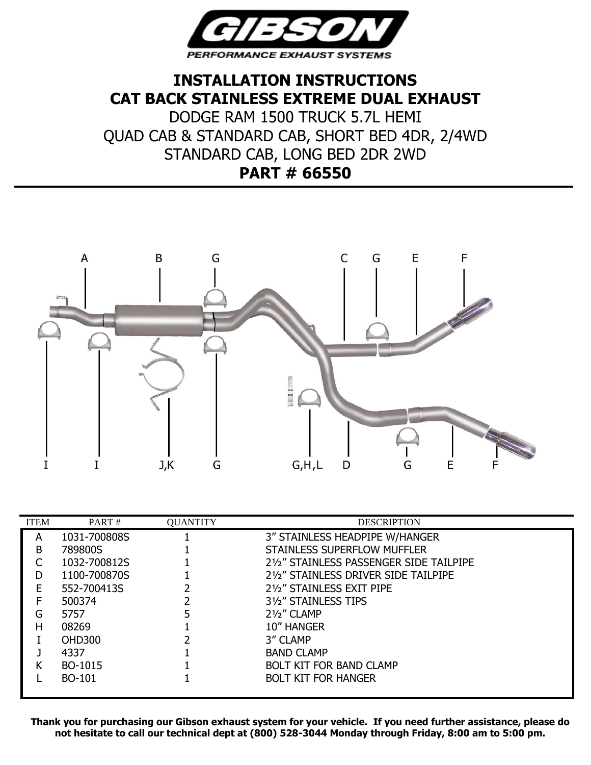# GIBSON

PERFORMANCE EXHAUST SYSTEMS

## INSTALLATION INSTRUCTIONS
## CAT BACK STAINLESS EXTREME DUAL EXHAUST

DODGE RAM 1500 TRUCK 5.7L HEMI
QUAD CAB & STANDARD CAB, SHORT BED 4DR, 2/4WD
STANDARD CAB, LONG BED 2DR 2WD

**PART # 66550**

| ITEM | PART # | QUANTITY | DESCRIPTION |
|---|---|---|---|
| A | 1031-700808S | 1 | 3” STAINLESS HEADPIPE W/HANGER |
| B | 789800S | 1 | STAINLESS SUPERFLOW MUFFLER |
| C | 1032-700812S | 1 | 2½” STAINLESS PASSENGER SIDE TAILPIPE |
| D | 1100-700870S | 1 | 2½” STAINLESS DRIVER SIDE TAILPIPE |
| E | 552-700413S | 2 | 2½” STAINLESS EXIT PIPE |
| F | 500374 | 2 | 3½” STAINLESS TIPS |
| G | 5757 | 5 | 2½” CLAMP |
| H | 08269 | 1 | 10” HANGER |
| I | OHD300 | 2 | 3” CLAMP |
| J | 4337 | 1 | BAND CLAMP |
| K | BO-1015 | 1 | BOLT KIT FOR BAND CLAMP |
| L | BO-101 | 1 | BOLT KIT FOR HANGER |

**Thank you for purchasing our Gibson exhaust system for your vehicle. If you need further assistance, please do not hesitate to call our technical dept at (800) 528-3044 Monday through Friday, 8:00 am to 5:00 pm.**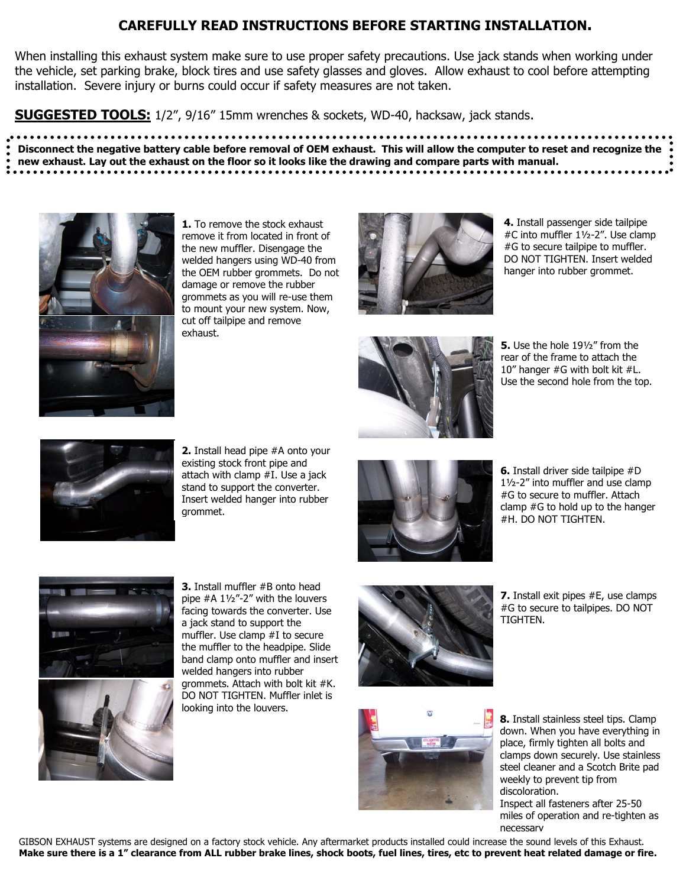## CAREFULLY READ INSTRUCTIONS BEFORE STARTING INSTALLATION.

When installing this exhaust system make sure to use proper safety precautions. Use jack stands when working under the vehicle, set parking brake, block tires and use safety glasses and gloves. Allow exhaust to cool before attempting installation. Severe injury or burns could occur if safety measures are not taken.

**SUGGESTED TOOLS:** 1/2", 9/16" 15mm wrenches & sockets, WD-40, hacksaw, jack stands.

**Disconnect the negative battery cable before removal of OEM exhaust. This will allow the computer to reset and recognize the new exhaust. Lay out the exhaust on the floor so it looks like the drawing and compare parts with manual.**

**1.** To remove the stock exhaust remove it from located in front of the new muffler. Disengage the welded hangers using WD-40 from the OEM rubber grommets. Do not damage or remove the rubber grommets as you will re-use them to mount your new system. Now, cut off tailpipe and remove exhaust.

**2.** Install head pipe #A onto your existing stock front pipe and attach with clamp #I. Use a jack stand to support the converter. Insert welded hanger into rubber grommet.

**3.** Install muffler #B onto head pipe #A 1½"-2" with the louvers facing towards the converter. Use a jack stand to support the muffler. Use clamp #I to secure the muffler to the headpipe. Slide band clamp onto muffler and insert welded hangers into rubber grommets. Attach with bolt kit #K. DO NOT TIGHTEN. Muffler inlet is looking into the louvers.

**4.** Install passenger side tailpipe #C into muffler 1½-2". Use clamp #G to secure tailpipe to muffler. DO NOT TIGHTEN. Insert welded hanger into rubber grommet.

**5.** Use the hole 19½" from the rear of the frame to attach the 10" hanger #G with bolt kit #L. Use the second hole from the top.

**6.** Install driver side tailpipe #D 1½-2" into muffler and use clamp #G to secure to muffler. Attach clamp #G to hold up to the hanger #H. DO NOT TIGHTEN.

**7.** Install exit pipes #E, use clamps #G to secure to tailpipes. DO NOT TIGHTEN.

**8.** Install stainless steel tips. Clamp down. When you have everything in place, firmly tighten all bolts and clamps down securely. Use stainless steel cleaner and a Scotch Brite pad weekly to prevent tip from discoloration.
Inspect all fasteners after 25-50 miles of operation and re-tighten as necessary

GIBSON EXHAUST systems are designed on a factory stock vehicle. Any aftermarket products installed could increase the sound levels of this Exhaust.
**Make sure there is a 1" clearance from ALL rubber brake lines, shock boots, fuel lines, tires, etc to prevent heat related damage or fire.**